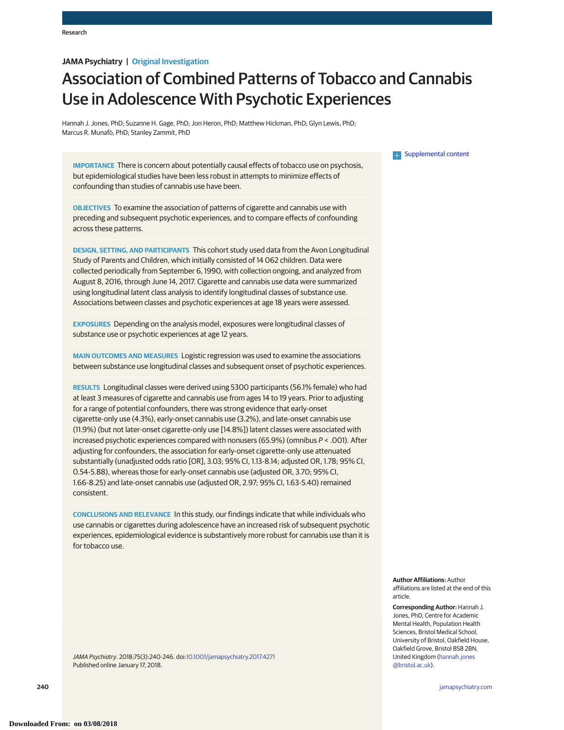JAMA Psychiatry | Original Investigation

# Association of Combined Patterns of Tobacco and Cannabis Use in Adolescence With Psychotic Experiences

Hannah J. Jones, PhD; Suzanne H. Gage, PhD; Jon Heron, PhD; Matthew Hickman, PhD; Glyn Lewis, PhD; Marcus R. Munafò, PhD; Stanley Zammit, PhD

Supplemental content

**IMPORTANCE** There is concern about potentially causal effects of tobacco use on psychosis, but epidemiological studies have been less robust in attempts to minimize effects of confounding than studies of cannabis use have been.

**OBJECTIVES** To examine the association of patterns of cigarette and cannabis use with preceding and subsequent psychotic experiences, and to compare effects of confounding across these patterns.

**DESIGN, SETTING, AND PARTICIPANTS** This cohort study used data from the Avon Longitudinal Study of Parents and Children, which initially consisted of 14 062 children. Data were collected periodically from September 6, 1990, with collection ongoing, and analyzed from August 8, 2016, through June 14, 2017. Cigarette and cannabis use data were summarized using longitudinal latent class analysis to identify longitudinal classes of substance use. Associations between classes and psychotic experiences at age 18 years were assessed.

**EXPOSURES** Depending on the analysis model, exposures were longitudinal classes of substance use or psychotic experiences at age 12 years.

**MAIN OUTCOMES AND MEASURES** Logistic regression was used to examine the associations between substance use longitudinal classes and subsequent onset of psychotic experiences.

**RESULTS** Longitudinal classes were derived using 5300 participants (56.1% female) who had at least 3 measures of cigarette and cannabis use from ages 14 to 19 years. Prior to adjusting for a range of potential confounders, there was strong evidence that early-onset cigarette-only use (4.3%), early-onset cannabis use (3.2%), and late-onset cannabis use (11.9%) (but not later-onset cigarette-only use [14.8%]) latent classes were associated with increased psychotic experiences compared with nonusers (65.9%) (omnibus $P < .001$). After adjusting for confounders, the association for early-onset cigarette-only use attenuated substantially (unadjusted odds ratio [OR], 3.03; 95% CI, 1.13-8.14; adjusted OR, 1.78; 95% CI, 0.54-5.88), whereas those for early-onset cannabis use (adjusted OR, 3.70; 95% CI, 1.66-8.25) and late-onset cannabis use (adjusted OR, 2.97; 95% CI, 1.63-5.40) remained consistent.

**CONCLUSIONS AND RELEVANCE** In this study, our findings indicate that while individuals who use cannabis or cigarettes during adolescence have an increased risk of subsequent psychotic experiences, epidemiological evidence is substantively more robust for cannabis use than it is for tobacco use.

*JAMA Psychiatry*. 2018;75(3):240-246. doi:10.1001/jamapsychiatry.2017.4271
Published online January 17, 2018.

**Author Affiliations:** Author affiliations are listed at the end of this article.

**Corresponding Author:** Hannah J. Jones, PhD, Centre for Academic Mental Health, Population Health Sciences, Bristol Medical School, University of Bristol, Oakfield House, Oakfield Grove, Bristol BS8 2BN, United Kingdom (hannah.jones@bristol.ac.uk).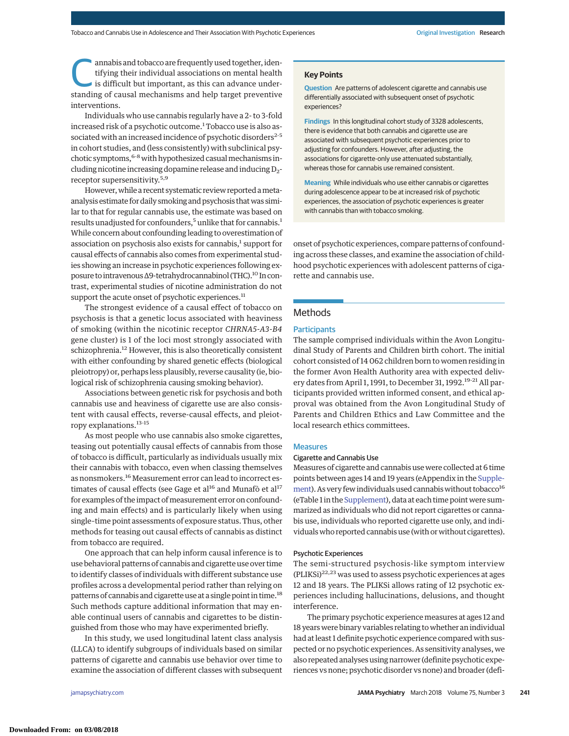Cannabis and tobacco are frequently used together, identifying their individual associations on mental health is difficult but important, as this can advance understanding of causal mechanisms and help target preventive interventions.

Individuals who use cannabis regularly have a 2- to 3-fold increased risk of a psychotic outcome.[1] Tobacco use is also associated with an increased incidence of psychotic disorders[2-5] in cohort studies, and (less consistently) with subclinical psychotic symptoms,[6-8] with hypothesized casual mechanisms including nicotine increasing dopamine release and inducing $D_2$-receptor supersensitivity.[5,9]

However, while a recent systematic review reported a meta-analysis estimate for daily smoking and psychosis that was similar to that for regular cannabis use, the estimate was based on results unadjusted for confounders,[5] unlike that for cannabis.[1] While concern about confounding leading to overestimation of association on psychosis also exists for cannabis,[1] support for causal effects of cannabis also comes from experimental studies showing an increase in psychotic experiences following exposure to intravenous Δ9-tetrahydrocannabinol (THC).[10] In contrast, experimental studies of nicotine administration do not support the acute onset of psychotic experiences.[11]

The strongest evidence of a causal effect of tobacco on psychosis is that a genetic locus associated with heaviness of smoking (within the nicotinic receptor *CHRNA5-A3-B4* gene cluster) is 1 of the loci most strongly associated with schizophrenia.[12] However, this is also theoretically consistent with either confounding by shared genetic effects (biological pleiotropy) or, perhaps less plausibly, reverse causality (ie, biological risk of schizophrenia causing smoking behavior).

Associations between genetic risk for psychosis and both cannabis use and heaviness of cigarette use are also consistent with causal effects, reverse-causal effects, and pleiotropy explanations.[13-15]

As most people who use cannabis also smoke cigarettes, teasing out potentially causal effects of cannabis from those of tobacco is difficult, particularly as individuals usually mix their cannabis with tobacco, even when classing themselves as nonsmokers.[16] Measurement error can lead to incorrect estimates of causal effects (see Gage et al[16] and Munafò et al[17] for examples of the impact of measurement error on confounding and main effects) and is particularly likely when using single–time point assessments of exposure status. Thus, other methods for teasing out causal effects of cannabis as distinct from tobacco are required.

One approach that can help inform causal inference is to use behavioral patterns of cannabis and cigarette use over time to identify classes of individuals with different substance use profiles across a developmental period rather than relying on patterns of cannabis and cigarette use at a single point in time.[18] Such methods capture additional information that may enable continual users of cannabis and cigarettes to be distinguished from those who may have experimented briefly.

In this study, we used longitudinal latent class analysis (LLCA) to identify subgroups of individuals based on similar patterns of cigarette and cannabis use behavior over time to examine the association of different classes with subsequent onset of psychotic experiences, compare patterns of confounding across these classes, and examine the association of childhood psychotic experiences with adolescent patterns of cigarette and cannabis use.

**Key Points**

**Question** Are patterns of adolescent cigarette and cannabis use differentially associated with subsequent onset of psychotic experiences?

**Findings** In this longitudinal cohort study of 3328 adolescents, there is evidence that both cannabis and cigarette use are associated with subsequent psychotic experiences prior to adjusting for confounders. However, after adjusting, the associations for cigarette-only use attenuated substantially, whereas those for cannabis use remained consistent.

**Meaning** While individuals who use either cannabis or cigarettes during adolescence appear to be at increased risk of psychotic experiences, the association of psychotic experiences is greater with cannabis than with tobacco smoking.

## Methods

### Participants

The sample comprised individuals within the Avon Longitudinal Study of Parents and Children birth cohort. The initial cohort consisted of 14 062 children born to women residing in the former Avon Health Authority area with expected delivery dates from April 1, 1991, to December 31, 1992.[19-21] All participants provided written informed consent, and ethical approval was obtained from the Avon Longitudinal Study of Parents and Children Ethics and Law Committee and the local research ethics committees.

### Measures

#### Cigarette and Cannabis Use

Measures of cigarette and cannabis use were collected at 6 time points between ages 14 and 19 years (eAppendix in the Supplement). As very few individuals used cannabis without tobacco[16] (eTable 1 in the Supplement), data at each time point were summarized as individuals who did not report cigarettes or cannabis use, individuals who reported cigarette use only, and individuals who reported cannabis use (with or without cigarettes).

#### Psychotic Experiences

The semi-structured psychosis-like symptom interview (PLIKSi)[22,23] was used to assess psychotic experiences at ages 12 and 18 years. The PLIKSi allows rating of 12 psychotic experiences including hallucinations, delusions, and thought interference.

The primary psychotic experience measures at ages 12 and 18 years were binary variables relating to whether an individual had at least 1 definite psychotic experience compared with suspected or no psychotic experiences. As sensitivity analyses, we also repeated analyses using narrower (definite psychotic experiences vs none; psychotic disorder vs none) and broader (defi-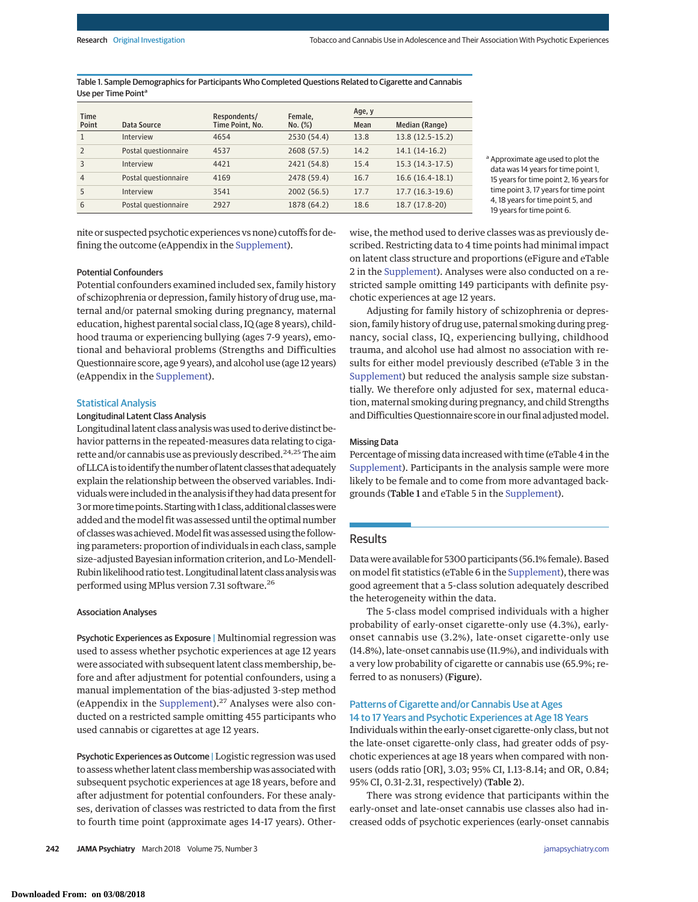Table 1. Sample Demographics for Participants Who Completed Questions Related to Cigarette and Cannabis Use per Time Point[a]

| Time Point | Data Source | Respondents/ Time Point, No. | Female, No. (%) | Age, y | |
|---|---|---|---|---|---|
| | | | | Mean | Median (Range) |
| 1 | Interview | 4654 | 2530 (54.4) | 13.8 | 13.8 (12.5-15.2) |
| 2 | Postal questionnaire | 4537 | 2608 (57.5) | 14.2 | 14.1 (14-16.2) |
| 3 | Interview | 4421 | 2421 (54.8) | 15.4 | 15.3 (14.3-17.5) |
| 4 | Postal questionnaire | 4169 | 2478 (59.4) | 16.7 | 16.6 (16.4-18.1) |
| 5 | Interview | 3541 | 2002 (56.5) | 17.7 | 17.7 (16.3-19.6) |
| 6 | Postal questionnaire | 2927 | 1878 (64.2) | 18.6 | 18.7 (17.8-20) |

[a] Approximate age used to plot the data was 14 years for time point 1, 15 years for time point 2, 16 years for time point 3, 17 years for time point 4, 18 years for time point 5, and 19 years for time point 6.

nite or suspected psychotic experiences vs none) cutoffs for defining the outcome (eAppendix in the Supplement).

### Potential Confounders

Potential confounders examined included sex, family history of schizophrenia or depression, family history of drug use, maternal and/or paternal smoking during pregnancy, maternal education, highest parental social class, IQ (age 8 years), childhood trauma or experiencing bullying (ages 7-9 years), emotional and behavioral problems (Strengths and Difficulties Questionnaire score, age 9 years), and alcohol use (age 12 years) (eAppendix in the Supplement).

## Statistical Analysis

### Longitudinal Latent Class Analysis

Longitudinal latent class analysis was used to derive distinct behavior patterns in the repeated-measures data relating to cigarette and/or cannabis use as previously described.[24,25] The aim of LLCA is to identify the number of latent classes that adequately explain the relationship between the observed variables. Individuals were included in the analysis if they had data present for 3 or more time points. Starting with 1 class, additional classes were added and the model fit was assessed until the optimal number of classes was achieved. Model fit was assessed using the following parameters: proportion of individuals in each class, sample size–adjusted Bayesian information criterion, and Lo-Mendell-Rubin likelihood ratio test. Longitudinal latent class analysis was performed using MPlus version 7.31 software.[26]

### Association Analyses

**Psychotic Experiences as Exposure |** Multinomial regression was used to assess whether psychotic experiences at age 12 years were associated with subsequent latent class membership, before and after adjustment for potential confounders, using a manual implementation of the bias-adjusted 3-step method (eAppendix in the Supplement).[27] Analyses were also conducted on a restricted sample omitting 455 participants who used cannabis or cigarettes at age 12 years.

**Psychotic Experiences as Outcome |** Logistic regression was used to assess whether latent class membership was associated with subsequent psychotic experiences at age 18 years, before and after adjustment for potential confounders. For these analyses, derivation of classes was restricted to data from the first to fourth time point (approximate ages 14-17 years). Otherwise, the method used to derive classes was as previously described. Restricting data to 4 time points had minimal impact on latent class structure and proportions (eFigure and eTable 2 in the Supplement). Analyses were also conducted on a restricted sample omitting 149 participants with definite psychotic experiences at age 12 years.

Adjusting for family history of schizophrenia or depression, family history of drug use, paternal smoking during pregnancy, social class, IQ, experiencing bullying, childhood trauma, and alcohol use had almost no association with results for either model previously described (eTable 3 in the Supplement) but reduced the analysis sample size substantially. We therefore only adjusted for sex, maternal education, maternal smoking during pregnancy, and child Strengths and Difficulties Questionnaire score in our final adjusted model.

### Missing Data

Percentage of missing data increased with time (eTable 4 in the Supplement). Participants in the analysis sample were more likely to be female and to come from more advantaged backgrounds (**Table 1** and eTable 5 in the Supplement).

## Results

Data were available for 5300 participants (56.1% female). Based on model fit statistics (eTable 6 in the Supplement), there was good agreement that a 5-class solution adequately described the heterogeneity within the data.

The 5-class model comprised individuals with a higher probability of early-onset cigarette-only use (4.3%), early-onset cannabis use (3.2%), late-onset cigarette-only use (14.8%), late-onset cannabis use (11.9%), and individuals with a very low probability of cigarette or cannabis use (65.9%; referred to as nonusers) (**Figure**).

## Patterns of Cigarette and/or Cannabis Use at Ages 14 to 17 Years and Psychotic Experiences at Age 18 Years

Individuals within the early-onset cigarette-only class, but not the late-onset cigarette-only class, had greater odds of psychotic experiences at age 18 years when compared with nonusers (odds ratio [OR], 3.03; 95% CI, 1.13-8.14; and OR, 0.84; 95% CI, 0.31-2.31, respectively) (**Table 2**).

There was strong evidence that participants within the early-onset and late-onset cannabis use classes also had increased odds of psychotic experiences (early-onset cannabis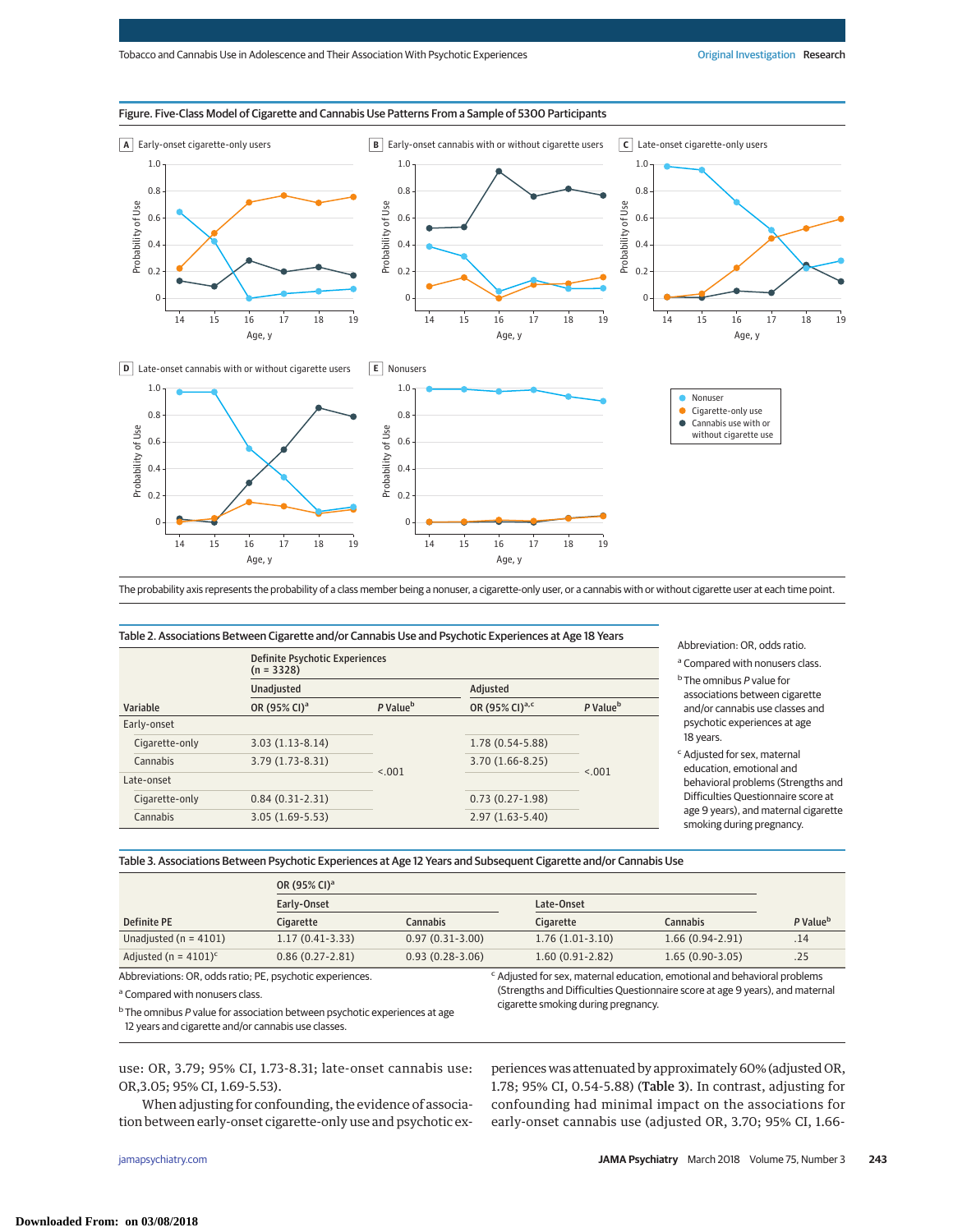**Figure. Five-Class Model of Cigarette and Cannabis Use Patterns From a Sample of 5300 Participants**

A Early-onset cigarette-only users

B Early-onset cannabis with or without cigarette users

C Late-onset cigarette-only users

D Late-onset cannabis with or without cigarette users

E Nonusers

Legend: Nonuser; Cigarette-only use; Cannabis use with or without cigarette use

Axes: Probability of Use (0 to 1.0); Age, y (14 to 19)

The probability axis represents the probability of a class member being a nonuser, a cigarette-only user, or a cannabis with or without cigarette user at each time point.

**Table 2. Associations Between Cigarette and/or Cannabis Use and Psychotic Experiences at Age 18 Years**

| | Definite Psychotic Experiences (n = 3328) | | | |
|---|---|---|---|---|
| | Unadjusted | | Adjusted | |
| Variable | OR (95% CI)[a] | P Value[b] | OR (95% CI)[a,c] | P Value[b] |
| Early-onset | | | | |
| Cigarette-only | 3.03 (1.13-8.14) | <.001 | 1.78 (0.54-5.88) | <.001 |
| Cannabis | 3.79 (1.73-8.31) | | 3.70 (1.66-8.25) | |
| Late-onset | | | | |
| Cigarette-only | 0.84 (0.31-2.31) | | 0.73 (0.27-1.98) | |
| Cannabis | 3.05 (1.69-5.53) | | 2.97 (1.63-5.40) | |

Abbreviation: OR, odds ratio.

[a] Compared with nonusers class.

[b] The omnibus *P* value for associations between cigarette and/or cannabis use classes and psychotic experiences at age 18 years.

[c] Adjusted for sex, maternal education, emotional and behavioral problems (Strengths and Difficulties Questionnaire score at age 9 years), and maternal cigarette smoking during pregnancy.

**Table 3. Associations Between Psychotic Experiences at Age 12 Years and Subsequent Cigarette and/or Cannabis Use**

| | OR (95% CI)[a] | | | | |
|---|---|---|---|---|---|
| | Early-Onset | | Late-Onset | | |
| Definite PE | Cigarette | Cannabis | Cigarette | Cannabis | P Value[b] |
| Unadjusted (n = 4101) | 1.17 (0.41-3.33) | 0.97 (0.31-3.00) | 1.76 (1.01-3.10) | 1.66 (0.94-2.91) | .14 |
| Adjusted (n = 4101)[c] | 0.86 (0.27-2.81) | 0.93 (0.28-3.06) | 1.60 (0.91-2.82) | 1.65 (0.90-3.05) | .25 |

Abbreviations: OR, odds ratio; PE, psychotic experiences.

[a] Compared with nonusers class.

[b] The omnibus *P* value for association between psychotic experiences at age 12 years and cigarette and/or cannabis use classes.

[c] Adjusted for sex, maternal education, emotional and behavioral problems (Strengths and Difficulties Questionnaire score at age 9 years), and maternal cigarette smoking during pregnancy.

use: OR, 3.79; 95% CI, 1.73-8.31; late-onset cannabis use: OR,3.05; 95% CI, 1.69-5.53).

When adjusting for confounding, the evidence of association between early-onset cigarette-only use and psychotic experiences was attenuated by approximately 60% (adjusted OR, 1.78; 95% CI, 0.54-5.88) (**Table 3**). In contrast, adjusting for confounding had minimal impact on the associations for early-onset cannabis use (adjusted OR, 3.70; 95% CI, 1.66-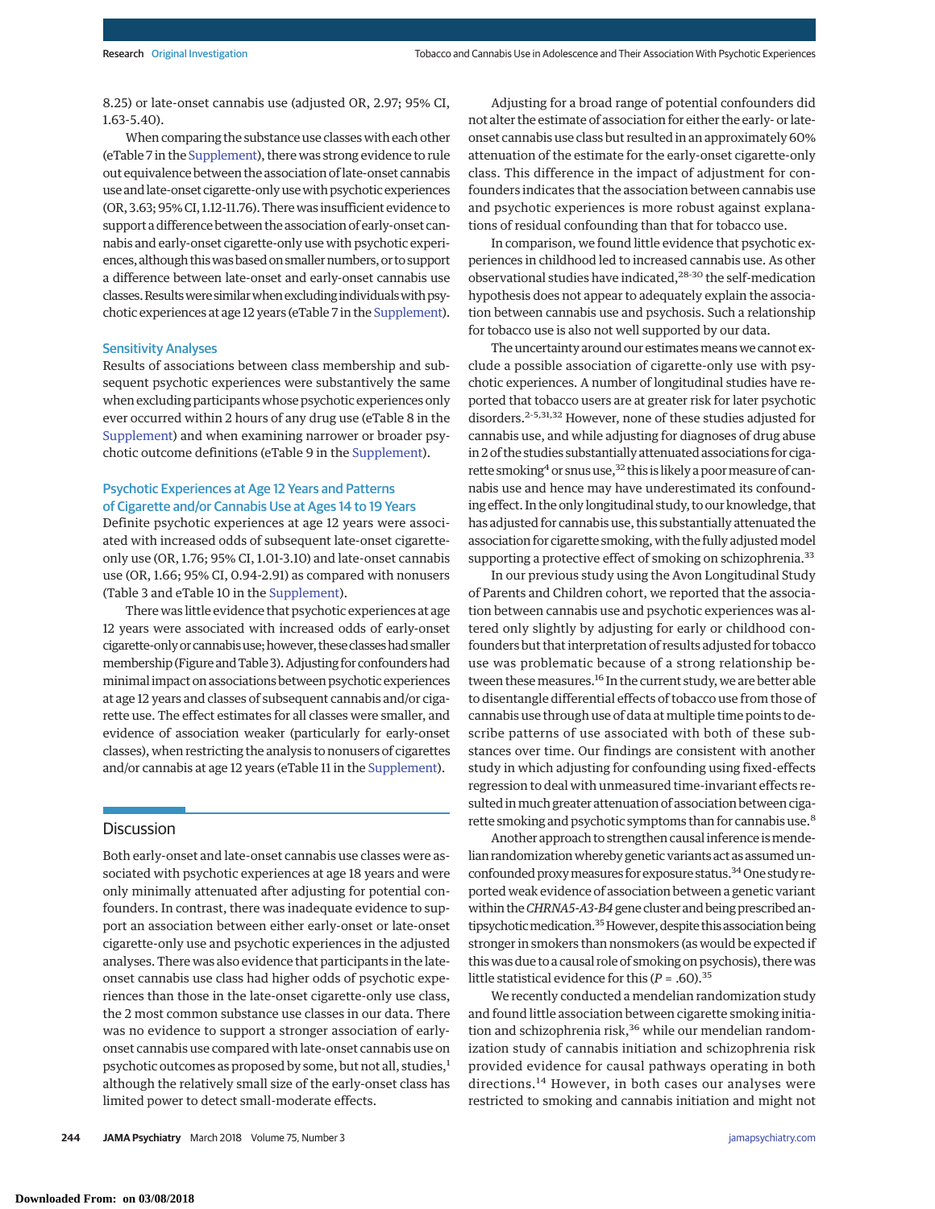8.25) or late-onset cannabis use (adjusted OR, 2.97; 95% CI, 1.63-5.40).

When comparing the substance use classes with each other (eTable 7 in the Supplement), there was strong evidence to rule out equivalence between the association of late-onset cannabis use and late-onset cigarette-only use with psychotic experiences (OR, 3.63; 95% CI, 1.12-11.76). There was insufficient evidence to support a difference between the association of early-onset cannabis and early-onset cigarette-only use with psychotic experiences, although this was based on smaller numbers, or to support a difference between late-onset and early-onset cannabis use classes. Results were similar when excluding individuals with psychotic experiences at age 12 years (eTable 7 in the Supplement).

### Sensitivity Analyses

Results of associations between class membership and subsequent psychotic experiences were substantively the same when excluding participants whose psychotic experiences only ever occurred within 2 hours of any drug use (eTable 8 in the Supplement) and when examining narrower or broader psychotic outcome definitions (eTable 9 in the Supplement).

### Psychotic Experiences at Age 12 Years and Patterns of Cigarette and/or Cannabis Use at Ages 14 to 19 Years

Definite psychotic experiences at age 12 years were associated with increased odds of subsequent late-onset cigarette-only use (OR, 1.76; 95% CI, 1.01-3.10) and late-onset cannabis use (OR, 1.66; 95% CI, 0.94-2.91) as compared with nonusers (Table 3 and eTable 10 in the Supplement).

There was little evidence that psychotic experiences at age 12 years were associated with increased odds of early-onset cigarette-only or cannabis use; however, these classes had smaller membership (Figure and Table 3). Adjusting for confounders had minimal impact on associations between psychotic experiences at age 12 years and classes of subsequent cannabis and/or cigarette use. The effect estimates for all classes were smaller, and evidence of association weaker (particularly for early-onset classes), when restricting the analysis to nonusers of cigarettes and/or cannabis at age 12 years (eTable 11 in the Supplement).

## Discussion

Both early-onset and late-onset cannabis use classes were associated with psychotic experiences at age 18 years and were only minimally attenuated after adjusting for potential confounders. In contrast, there was inadequate evidence to support an association between either early-onset or late-onset cigarette-only use and psychotic experiences in the adjusted analyses. There was also evidence that participants in the late-onset cannabis use class had higher odds of psychotic experiences than those in the late-onset cigarette-only use class, the 2 most common substance use classes in our data. There was no evidence to support a stronger association of early-onset cannabis use compared with late-onset cannabis use on psychotic outcomes as proposed by some, but not all, studies,[1] although the relatively small size of the early-onset class has limited power to detect small-moderate effects.

Adjusting for a broad range of potential confounders did not alter the estimate of association for either the early- or late-onset cannabis use class but resulted in an approximately 60% attenuation of the estimate for the early-onset cigarette-only class. This difference in the impact of adjustment for confounders indicates that the association between cannabis use and psychotic experiences is more robust against explanations of residual confounding than that for tobacco use.

In comparison, we found little evidence that psychotic experiences in childhood led to increased cannabis use. As other observational studies have indicated,[28-30] the self-medication hypothesis does not appear to adequately explain the association between cannabis use and psychosis. Such a relationship for tobacco use is also not well supported by our data.

The uncertainty around our estimates means we cannot exclude a possible association of cigarette-only use with psychotic experiences. A number of longitudinal studies have reported that tobacco users are at greater risk for later psychotic disorders.[2-5,31,32] However, none of these studies adjusted for cannabis use, and while adjusting for diagnoses of drug abuse in 2 of the studies substantially attenuated associations for cigarette smoking[4] or snus use,[32] this is likely a poor measure of cannabis use and hence may have underestimated its confounding effect. In the only longitudinal study, to our knowledge, that has adjusted for cannabis use, this substantially attenuated the association for cigarette smoking, with the fully adjusted model supporting a protective effect of smoking on schizophrenia.[33]

In our previous study using the Avon Longitudinal Study of Parents and Children cohort, we reported that the association between cannabis use and psychotic experiences was altered only slightly by adjusting for early or childhood confounders but that interpretation of results adjusted for tobacco use was problematic because of a strong relationship between these measures.[16] In the current study, we are better able to disentangle differential effects of tobacco use from those of cannabis use through use of data at multiple time points to describe patterns of use associated with both of these substances over time. Our findings are consistent with another study in which adjusting for confounding using fixed-effects regression to deal with unmeasured time-invariant effects resulted in much greater attenuation of association between cigarette smoking and psychotic symptoms than for cannabis use.[8]

Another approach to strengthen causal inference is mendelian randomization whereby genetic variants act as assumed unconfounded proxy measures for exposure status.[34] One study reported weak evidence of association between a genetic variant within the *CHRNA5-A3-B4* gene cluster and being prescribed antipsychotic medication.[35] However, despite this association being stronger in smokers than nonsmokers (as would be expected if this was due to a causal role of smoking on psychosis), there was little statistical evidence for this ($P = .60$).[35]

We recently conducted a mendelian randomization study and found little association between cigarette smoking initiation and schizophrenia risk,[36] while our mendelian randomization study of cannabis initiation and schizophrenia risk provided evidence for causal pathways operating in both directions.[14] However, in both cases our analyses were restricted to smoking and cannabis initiation and might not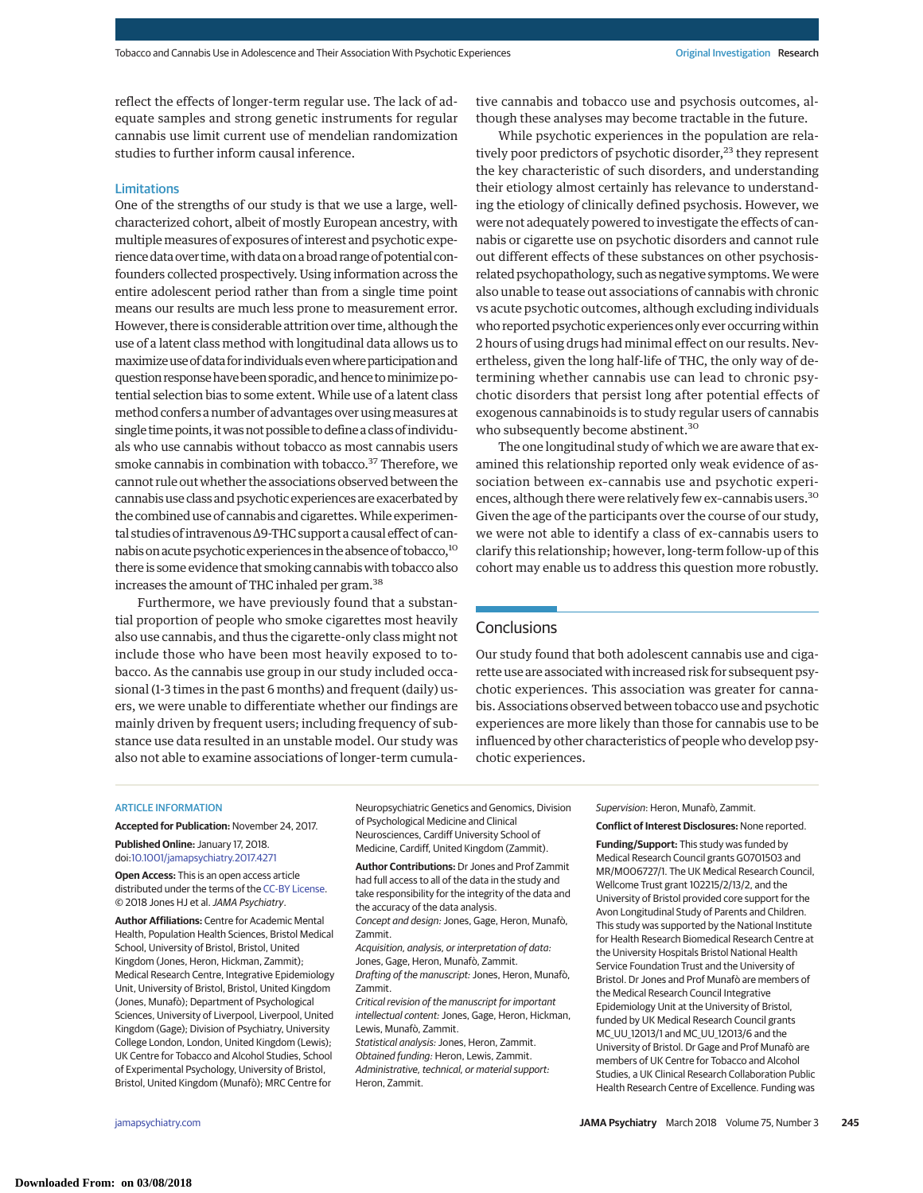reflect the effects of longer-term regular use. The lack of adequate samples and strong genetic instruments for regular cannabis use limit current use of mendelian randomization studies to further inform causal inference.

### Limitations

One of the strengths of our study is that we use a large, well-characterized cohort, albeit of mostly European ancestry, with multiple measures of exposures of interest and psychotic experience data over time, with data on a broad range of potential confounders collected prospectively. Using information across the entire adolescent period rather than from a single time point means our results are much less prone to measurement error. However, there is considerable attrition over time, although the use of a latent class method with longitudinal data allows us to maximize use of data for individuals even where participation and question response have been sporadic, and hence to minimize potential selection bias to some extent. While use of a latent class method confers a number of advantages over using measures at single time points, it was not possible to define a class of individuals who use cannabis without tobacco as most cannabis users smoke cannabis in combination with tobacco.[37] Therefore, we cannot rule out whether the associations observed between the cannabis use class and psychotic experiences are exacerbated by the combined use of cannabis and cigarettes. While experimental studies of intravenous Δ9-THC support a causal effect of cannabis on acute psychotic experiences in the absence of tobacco,[10] there is some evidence that smoking cannabis with tobacco also increases the amount of THC inhaled per gram.[38]

Furthermore, we have previously found that a substantial proportion of people who smoke cigarettes most heavily also use cannabis, and thus the cigarette-only class might not include those who have been most heavily exposed to tobacco. As the cannabis use group in our study included occasional (1-3 times in the past 6 months) and frequent (daily) users, we were unable to differentiate whether our findings are mainly driven by frequent users; including frequency of substance use data resulted in an unstable model. Our study was also not able to examine associations of longer-term cumulative cannabis and tobacco use and psychosis outcomes, although these analyses may become tractable in the future.

While psychotic experiences in the population are relatively poor predictors of psychotic disorder,[23] they represent the key characteristic of such disorders, and understanding their etiology almost certainly has relevance to understanding the etiology of clinically defined psychosis. However, we were not adequately powered to investigate the effects of cannabis or cigarette use on psychotic disorders and cannot rule out different effects of these substances on other psychosis-related psychopathology, such as negative symptoms. We were also unable to tease out associations of cannabis with chronic vs acute psychotic outcomes, although excluding individuals who reported psychotic experiences only ever occurring within 2 hours of using drugs had minimal effect on our results. Nevertheless, given the long half-life of THC, the only way of determining whether cannabis use can lead to chronic psychotic disorders that persist long after potential effects of exogenous cannabinoids is to study regular users of cannabis who subsequently become abstinent.[30]

The one longitudinal study of which we are aware that examined this relationship reported only weak evidence of association between ex-cannabis use and psychotic experiences, although there were relatively few ex-cannabis users.[30] Given the age of the participants over the course of our study, we were not able to identify a class of ex-cannabis users to clarify this relationship; however, long-term follow-up of this cohort may enable us to address this question more robustly.

## Conclusions

Our study found that both adolescent cannabis use and cigarette use are associated with increased risk for subsequent psychotic experiences. This association was greater for cannabis. Associations observed between tobacco use and psychotic experiences are more likely than those for cannabis use to be influenced by other characteristics of people who develop psychotic experiences.

### ARTICLE INFORMATION

**Accepted for Publication:** November 24, 2017.

**Published Online:** January 17, 2018. doi:10.1001/jamapsychiatry.2017.4271

**Open Access:** This is an open access article distributed under the terms of the CC-BY License. © 2018 Jones HJ et al. *JAMA Psychiatry*.

**Author Affiliations:** Centre for Academic Mental Health, Population Health Sciences, Bristol Medical School, University of Bristol, Bristol, United Kingdom (Jones, Heron, Hickman, Zammit); Medical Research Centre, Integrative Epidemiology Unit, University of Bristol, Bristol, United Kingdom (Jones, Munafò); Department of Psychological Sciences, University of Liverpool, Liverpool, United Kingdom (Gage); Division of Psychiatry, University College London, London, United Kingdom (Lewis); UK Centre for Tobacco and Alcohol Studies, School of Experimental Psychology, University of Bristol, Bristol, United Kingdom (Munafò); MRC Centre for Neuropsychiatric Genetics and Genomics, Division of Psychological Medicine and Clinical Neurosciences, Cardiff University School of Medicine, Cardiff, United Kingdom (Zammit).

**Author Contributions:** Dr Jones and Prof Zammit had full access to all of the data in the study and take responsibility for the integrity of the data and the accuracy of the data analysis.
*Concept and design:* Jones, Gage, Heron, Munafò, Zammit.
*Acquisition, analysis, or interpretation of data:* Jones, Gage, Heron, Munafò, Zammit.
*Drafting of the manuscript:* Jones, Heron, Munafò, Zammit.
*Critical revision of the manuscript for important intellectual content:* Jones, Gage, Heron, Hickman, Lewis, Munafò, Zammit.
*Statistical analysis:* Jones, Heron, Zammit.
*Obtained funding:* Heron, Lewis, Zammit.
*Administrative, technical, or material support:* Heron, Zammit.
*Supervision:* Heron, Munafò, Zammit.

**Conflict of Interest Disclosures:** None reported.

**Funding/Support:** This study was funded by Medical Research Council grants G0701503 and MR/M006727/1. The UK Medical Research Council, Wellcome Trust grant 102215/2/13/2, and the University of Bristol provided core support for the Avon Longitudinal Study of Parents and Children. This study was supported by the National Institute for Health Research Biomedical Research Centre at the University Hospitals Bristol National Health Service Foundation Trust and the University of Bristol. Dr Jones and Prof Munafò are members of the Medical Research Council Integrative Epidemiology Unit at the University of Bristol, funded by UK Medical Research Council grants MC_UU_12013/1 and MC_UU_12013/6 and the University of Bristol. Dr Gage and Prof Munafò are members of UK Centre for Tobacco and Alcohol Studies, a UK Clinical Research Collaboration Public Health Research Centre of Excellence. Funding was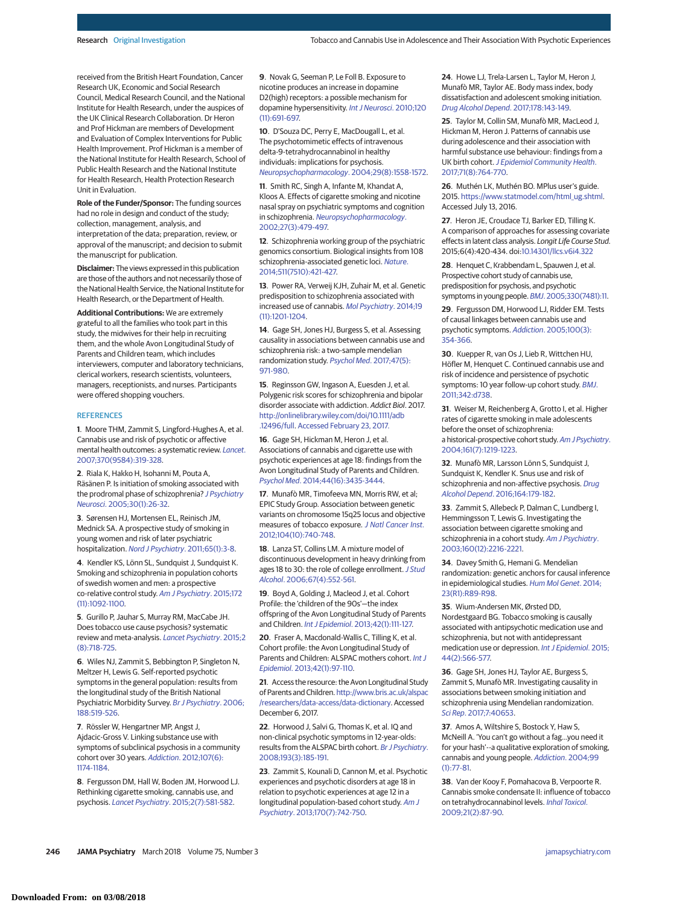received from the British Heart Foundation, Cancer Research UK, Economic and Social Research Council, Medical Research Council, and the National Institute for Health Research, under the auspices of the UK Clinical Research Collaboration. Dr Heron and Prof Hickman are members of Development and Evaluation of Complex Interventions for Public Health Improvement. Prof Hickman is a member of the National Institute for Health Research, School of Public Health Research and the National Institute for Health Research, Health Protection Research Unit in Evaluation.

**Role of the Funder/Sponsor:** The funding sources had no role in design and conduct of the study; collection, management, analysis, and interpretation of the data; preparation, review, or approval of the manuscript; and decision to submit the manuscript for publication.

**Disclaimer:** The views expressed in this publication are those of the authors and not necessarily those of the National Health Service, the National Institute for Health Research, or the Department of Health.

**Additional Contributions:** We are extremely grateful to all the families who took part in this study, the midwives for their help in recruiting them, and the whole Avon Longitudinal Study of Parents and Children team, which includes interviewers, computer and laboratory technicians, clerical workers, research scientists, volunteers, managers, receptionists, and nurses. Participants were offered shopping vouchers.

## REFERENCES

1. Moore THM, Zammit S, Lingford-Hughes A, et al. Cannabis use and risk of psychotic or affective mental health outcomes: a systematic review. *Lancet*. 2007;370(9584):319-328.

2. Riala K, Hakko H, Isohanni M, Pouta A, Räsänen P. Is initiation of smoking associated with the prodromal phase of schizophrenia? *J Psychiatry Neurosci*. 2005;30(1):26-32.

3. Sørensen HJ, Mortensen EL, Reinisch JM, Mednick SA. A prospective study of smoking in young women and risk of later psychiatric hospitalization. *Nord J Psychiatry*. 2011;65(1):3-8.

4. Kendler KS, Lönn SL, Sundquist J, Sundquist K. Smoking and schizophrenia in population cohorts of swedish women and men: a prospective co-relative control study. *Am J Psychiatry*. 2015;172(11):1092-1100.

5. Gurillo P, Jauhar S, Murray RM, MacCabe JH. Does tobacco use cause psychosis? systematic review and meta-analysis. *Lancet Psychiatry*. 2015;2(8):718-725.

6. Wiles NJ, Zammit S, Bebbington P, Singleton N, Meltzer H, Lewis G. Self-reported psychotic symptoms in the general population: results from the longitudinal study of the British National Psychiatric Morbidity Survey. *Br J Psychiatry*. 2006;188:519-526.

7. Rössler W, Hengartner MP, Angst J, Ajdacic-Gross V. Linking substance use with symptoms of subclinical psychosis in a community cohort over 30 years. *Addiction*. 2012;107(6):1174-1184.

8. Fergusson DM, Hall W, Boden JM, Horwood LJ. Rethinking cigarette smoking, cannabis use, and psychosis. *Lancet Psychiatry*. 2015;2(7):581-582.

9. Novak G, Seeman P, Le Foll B. Exposure to nicotine produces an increase in dopamine D2(high) receptors: a possible mechanism for dopamine hypersensitivity. *Int J Neurosci*. 2010;120(11):691-697.

10. D'Souza DC, Perry E, MacDougall L, et al. The psychotomimetic effects of intravenous delta-9-tetrahydrocannabinol in healthy individuals: implications for psychosis. *Neuropsychopharmacology*. 2004;29(8):1558-1572.

11. Smith RC, Singh A, Infante M, Khandat A, Kloos A. Effects of cigarette smoking and nicotine nasal spray on psychiatric symptoms and cognition in schizophrenia. *Neuropsychopharmacology*. 2002;27(3):479-497.

12. Schizophrenia working group of the psychiatric genomics consortium. Biological insights from 108 schizophrenia-associated genetic loci. *Nature*. 2014;511(7510):421-427.

13. Power RA, Verweij KJH, Zuhair M, et al. Genetic predisposition to schizophrenia associated with increased use of cannabis. *Mol Psychiatry*. 2014;19(11):1201-1204.

14. Gage SH, Jones HJ, Burgess S, et al. Assessing causality in associations between cannabis use and schizophrenia risk: a two-sample mendelian randomization study. *Psychol Med*. 2017;47(5):971-980.

15. Reginsson GW, Ingason A, Euesden J, et al. Polygenic risk scores for schizophrenia and bipolar disorder associate with addiction. *Addict Biol*. 2017. http://onlinelibrary.wiley.com/doi/10.1111/adb.12496/full. Accessed February 23, 2017.

16. Gage SH, Hickman M, Heron J, et al. Associations of cannabis and cigarette use with psychotic experiences at age 18: findings from the Avon Longitudinal Study of Parents and Children. *Psychol Med*. 2014;44(16):3435-3444.

17. Munafò MR, Timofeeva MN, Morris RW, et al; EPIC Study Group. Association between genetic variants on chromosome 15q25 locus and objective measures of tobacco exposure. *J Natl Cancer Inst*. 2012;104(10):740-748.

18. Lanza ST, Collins LM. A mixture model of discontinuous development in heavy drinking from ages 18 to 30: the role of college enrollment. *J Stud Alcohol*. 2006;67(4):552-561.

19. Boyd A, Golding J, Macleod J, et al. Cohort Profile: the 'children of the 90s'—the index offspring of the Avon Longitudinal Study of Parents and Children. *Int J Epidemiol*. 2013;42(1):111-127.

20. Fraser A, Macdonald-Wallis C, Tilling K, et al. Cohort profile: the Avon Longitudinal Study of Parents and Children: ALSPAC mothers cohort. *Int J Epidemiol*. 2013;42(1):97-110.

21. Access the resource: the Avon Longitudinal Study of Parents and Children. http://www.bris.ac.uk/alspac/researchers/data-access/data-dictionary. Accessed December 6, 2017.

22. Horwood J, Salvi G, Thomas K, et al. IQ and non-clinical psychotic symptoms in 12-year-olds: results from the ALSPAC birth cohort. *Br J Psychiatry*. 2008;193(3):185-191.

23. Zammit S, Kounali D, Cannon M, et al. Psychotic experiences and psychotic disorders at age 18 in relation to psychotic experiences at age 12 in a longitudinal population-based cohort study. *Am J Psychiatry*. 2013;170(7):742-750.

24. Howe LJ, Trela-Larsen L, Taylor M, Heron J, Munafò MR, Taylor AE. Body mass index, body dissatisfaction and adolescent smoking initiation. *Drug Alcohol Depend*. 2017;178:143-149.

25. Taylor M, Collin SM, Munafò MR, MacLeod J, Hickman M, Heron J. Patterns of cannabis use during adolescence and their association with harmful substance use behaviour: findings from a UK birth cohort. *J Epidemiol Community Health*. 2017;71(8):764-770.

26. Muthén LK, Muthén BO. MPlus user's guide. 2015. https://www.statmodel.com/html_ug.shtml. Accessed July 13, 2016.

27. Heron JE, Croudace TJ, Barker ED, Tilling K. A comparison of approaches for assessing covariate effects in latent class analysis. *Longit Life Course Stud*. 2015;6(4):420-434. doi:10.14301/llcs.v6i4.322

28. Henquet C, Krabbendam L, Spauwen J, et al. Prospective cohort study of cannabis use, predisposition for psychosis, and psychotic symptoms in young people. *BMJ*. 2005;330(7481):11.

29. Fergusson DM, Horwood LJ, Ridder EM. Tests of causal linkages between cannabis use and psychotic symptoms. *Addiction*. 2005;100(3):354-366.

30. Kuepper R, van Os J, Lieb R, Wittchen HU, Höfler M, Henquet C. Continued cannabis use and risk of incidence and persistence of psychotic symptoms: 10 year follow-up cohort study. *BMJ*. 2011;342:d738.

31. Weiser M, Reichenberg A, Grotto I, et al. Higher rates of cigarette smoking in male adolescents before the onset of schizophrenia: a historical-prospective cohort study. *Am J Psychiatry*. 2004;161(7):1219-1223.

32. Munafò MR, Larsson Lönn S, Sundquist J, Sundquist K, Kendler K. Snus use and risk of schizophrenia and non-affective psychosis. *Drug Alcohol Depend*. 2016;164:179-182.

33. Zammit S, Allebeck P, Dalman C, Lundberg I, Hemmingsson T, Lewis G. Investigating the association between cigarette smoking and schizophrenia in a cohort study. *Am J Psychiatry*. 2003;160(12):2216-2221.

34. Davey Smith G, Hemani G. Mendelian randomization: genetic anchors for causal inference in epidemiological studies. *Hum Mol Genet*. 2014;23(R1):R89-R98.

35. Wium-Andersen MK, Ørsted DD, Nordestgaard BG. Tobacco smoking is causally associated with antipsychotic medication use and schizophrenia, but not with antidepressant medication use or depression. *Int J Epidemiol*. 2015;44(2):566-577.

36. Gage SH, Jones HJ, Taylor AE, Burgess S, Zammit S, Munafò MR. Investigating causality in associations between smoking initiation and schizophrenia using Mendelian randomization. *Sci Rep*. 2017;7:40653.

37. Amos A, Wiltshire S, Bostock Y, Haw S, McNeill A. 'You can't go without a fag...you need it for your hash'--a qualitative exploration of smoking, cannabis and young people. *Addiction*. 2004;99(1):77-81.

38. Van der Kooy F, Pomahacova B, Verpoorte R. Cannabis smoke condensate II: influence of tobacco on tetrahydrocannabinol levels. *Inhal Toxicol*. 2009;21(2):87-90.